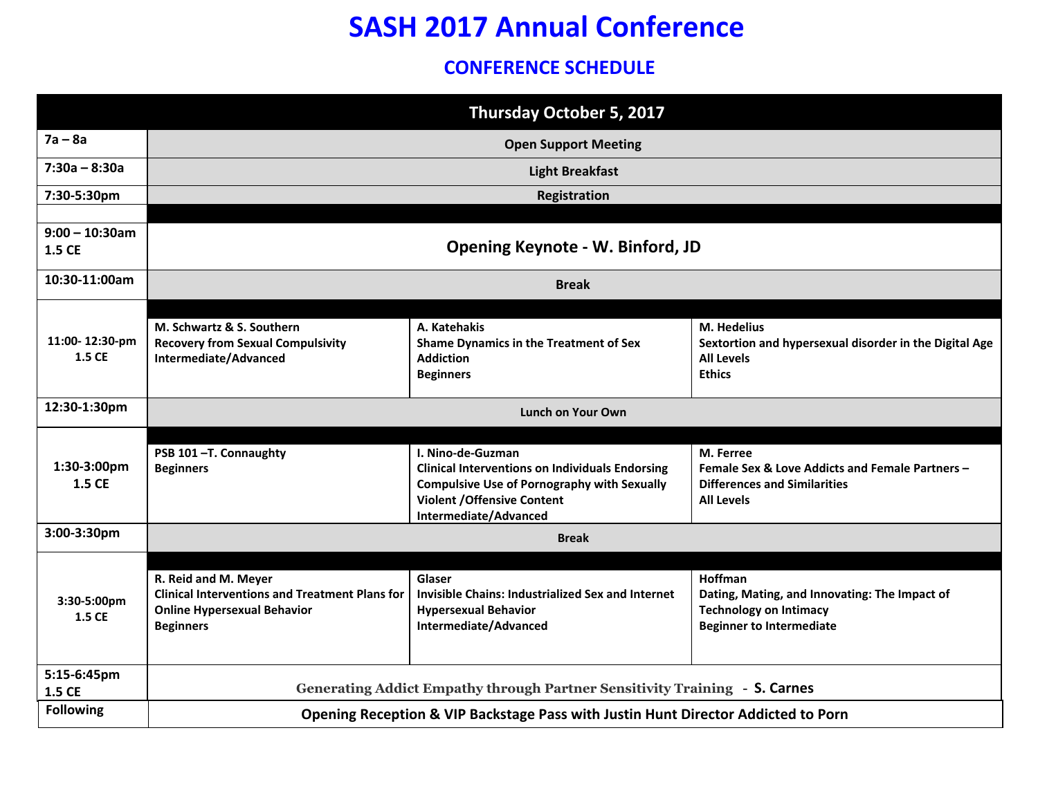# SASH 2017 Annual Conference

## CONFERENCE SCHEDULE

| Thursday October 5, 2017 | | | |
|---|---|---|---|
| 7a – 8a | Open Support Meeting | | |
| 7:30a – 8:30a | Light Breakfast | | |
| 7:30-5:30pm | Registration | | |
| 9:00 – 10:30am 1.5 CE | Opening Keynote - W. Binford, JD | | |
| 10:30-11:00am | Break | | |
| 11:00- 12:30-pm 1.5 CE | M. Schwartz & S. Southern<br>Recovery from Sexual Compulsivity<br>Intermediate/Advanced | A. Katehakis<br>Shame Dynamics in the Treatment of Sex Addiction<br>Beginners | M. Hedelius<br>Sextortion and hypersexual disorder in the Digital Age<br>All Levels<br>Ethics |
| 12:30-1:30pm | Lunch on Your Own | | |
| 1:30-3:00pm 1.5 CE | PSB 101 –T. Connaughty<br>Beginners | I. Nino-de-Guzman<br>Clinical Interventions on Individuals Endorsing Compulsive Use of Pornography with Sexually Violent /Offensive Content<br>Intermediate/Advanced | M. Ferree<br>Female Sex & Love Addicts and Female Partners – Differences and Similarities<br>All Levels |
| 3:00-3:30pm | Break | | |
| 3:30-5:00pm 1.5 CE | R. Reid and M. Meyer<br>Clinical Interventions and Treatment Plans for Online Hypersexual Behavior<br>Beginners | Glaser<br>Invisible Chains: Industrialized Sex and Internet Hypersexual Behavior<br>Intermediate/Advanced | Hoffman<br>Dating, Mating, and Innovating: The Impact of Technology on Intimacy<br>Beginner to Intermediate |
| 5:15-6:45pm 1.5 CE | Generating Addict Empathy through Partner Sensitivity Training - S. Carnes | | |
| Following | Opening Reception & VIP Backstage Pass with Justin Hunt Director Addicted to Porn | | |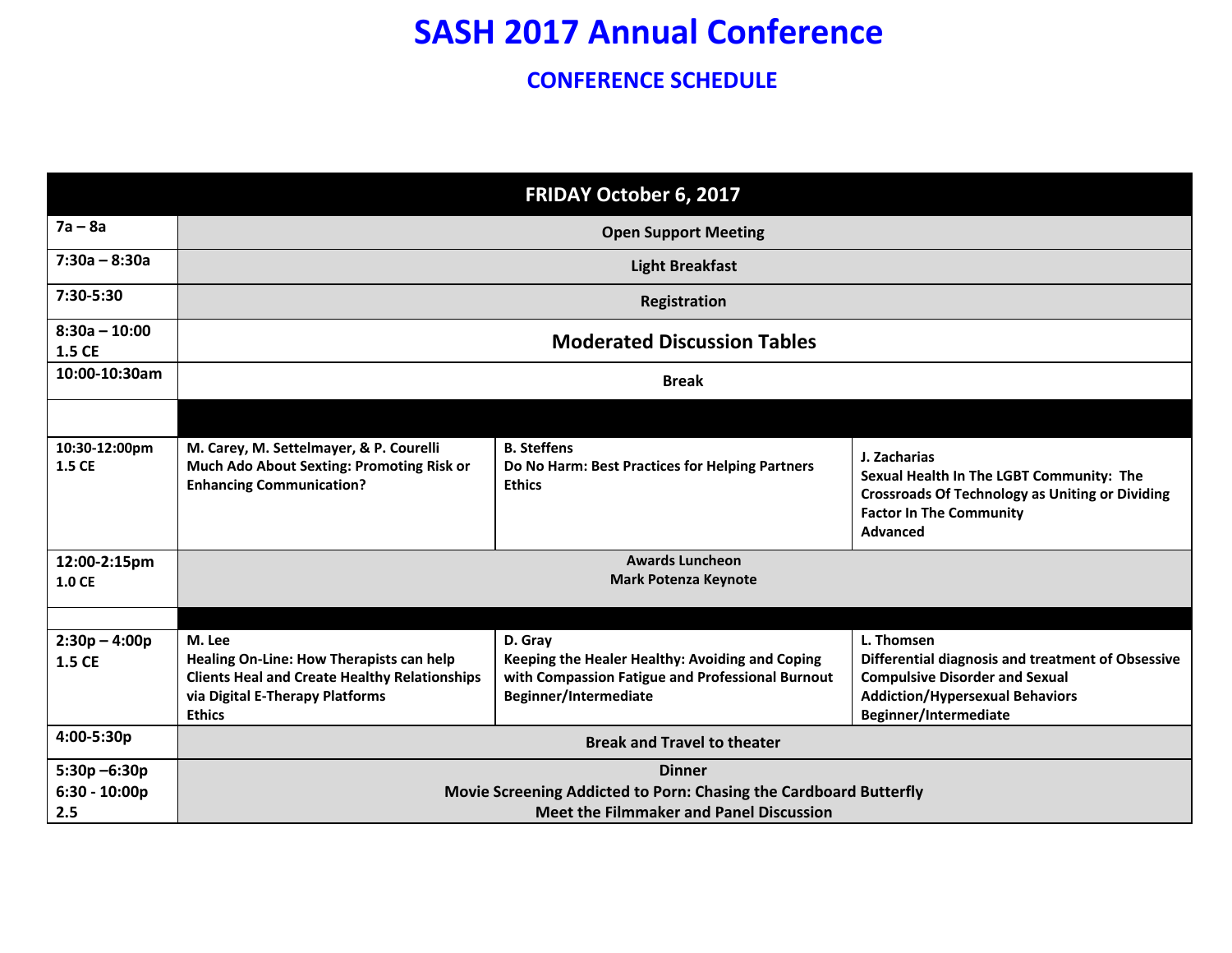# SASH 2017 Annual Conference

## CONFERENCE SCHEDULE

| FRIDAY October 6, 2017 | | | |
|---|---|---|---|
| 7a – 8a | Open Support Meeting | | |
| 7:30a – 8:30a | Light Breakfast | | |
| 7:30-5:30 | Registration | | |
| 8:30a – 10:00<br>1.5 CE | **Moderated Discussion Tables** | | |
| 10:00-10:30am | Break | | |
| | | | |
| 10:30-12:00pm<br>1.5 CE | M. Carey, M. Settelmayer, & P. Courelli<br>Much Ado About Sexting: Promoting Risk or Enhancing Communication? | B. Steffens<br>Do No Harm: Best Practices for Helping Partners<br>Ethics | J. Zacharias<br>Sexual Health In The LGBT Community: The Crossroads Of Technology as Uniting or Dividing Factor In The Community<br>Advanced |
| 12:00-2:15pm<br>1.0 CE | Awards Luncheon<br>Mark Potenza Keynote | | |
| | | | |
| 2:30p – 4:00p<br>1.5 CE | M. Lee<br>Healing On-Line: How Therapists can help Clients Heal and Create Healthy Relationships via Digital E-Therapy Platforms<br>Ethics | D. Gray<br>Keeping the Healer Healthy: Avoiding and Coping with Compassion Fatigue and Professional Burnout<br>Beginner/Intermediate | L. Thomsen<br>Differential diagnosis and treatment of Obsessive Compulsive Disorder and Sexual Addiction/Hypersexual Behaviors<br>Beginner/Intermediate |
| 4:00-5:30p | Break and Travel to theater | | |
| 5:30p –6:30p<br>6:30 - 10:00p<br>2.5 | Dinner<br>Movie Screening Addicted to Porn: Chasing the Cardboard Butterfly<br>Meet the Filmmaker and Panel Discussion | | |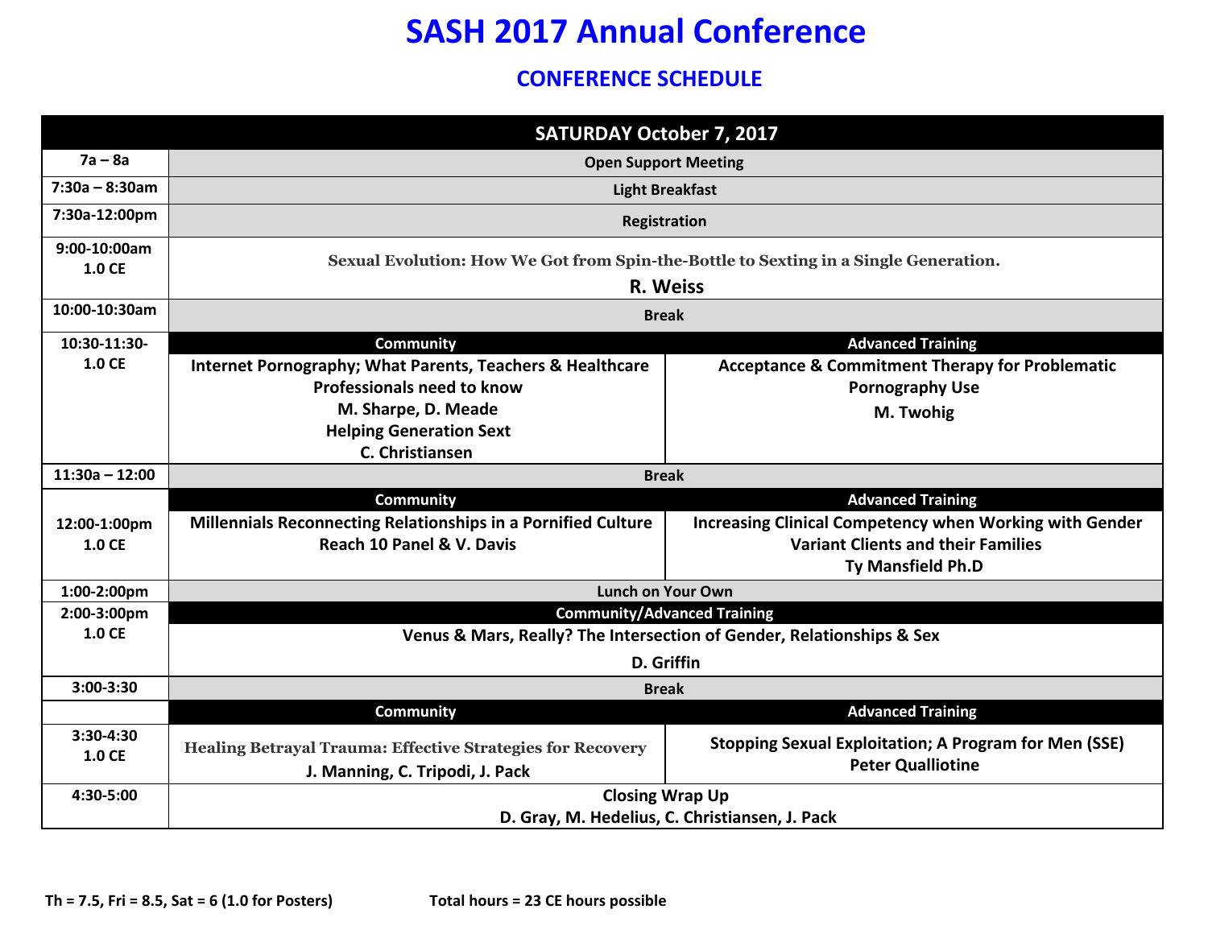# SASH 2017 Annual Conference

## CONFERENCE SCHEDULE

| SATURDAY October 7, 2017 | | |
|---|---|---|
| 7a – 8a | Open Support Meeting | |
| 7:30a – 8:30am | Light Breakfast | |
| 7:30a-12:00pm | Registration | |
| 9:00-10:00am<br>1.0 CE | Sexual Evolution: How We Got from Spin-the-Bottle to Sexting in a Single Generation.<br>**R. Weiss** | |
| 10:00-10:30am | Break | |
| 10:30-11:30-<br>1.0 CE | **Community**<br>Internet Pornography; What Parents, Teachers & Healthcare Professionals need to know<br>M. Sharpe, D. Meade<br>Helping Generation Sext<br>C. Christiansen | **Advanced Training**<br>Acceptance & Commitment Therapy for Problematic Pornography Use<br>M. Twohig |
| 11:30a – 12:00 | Break | |
| 12:00-1:00pm<br>1.0 CE | **Community**<br>Millennials Reconnecting Relationships in a Pornified Culture<br>Reach 10 Panel & V. Davis | **Advanced Training**<br>Increasing Clinical Competency when Working with Gender Variant Clients and their Families<br>Ty Mansfield Ph.D |
| 1:00-2:00pm | Lunch on Your Own | |
| 2:00-3:00pm<br>1.0 CE | **Community/Advanced Training**<br>Venus & Mars, Really? The Intersection of Gender, Relationships & Sex<br>D. Griffin | |
| 3:00-3:30 | Break | |
| 3:30-4:30<br>1.0 CE | **Community**<br>Healing Betrayal Trauma: Effective Strategies for Recovery<br>J. Manning, C. Tripodi, J. Pack | **Advanced Training**<br>Stopping Sexual Exploitation; A Program for Men (SSE)<br>Peter Qualliotine |
| 4:30-5:00 | Closing Wrap Up<br>D. Gray, M. Hedelius, C. Christiansen, J. Pack | |

**Th = 7.5, Fri = 8.5, Sat = 6 (1.0 for Posters)** **Total hours = 23 CE hours possible**